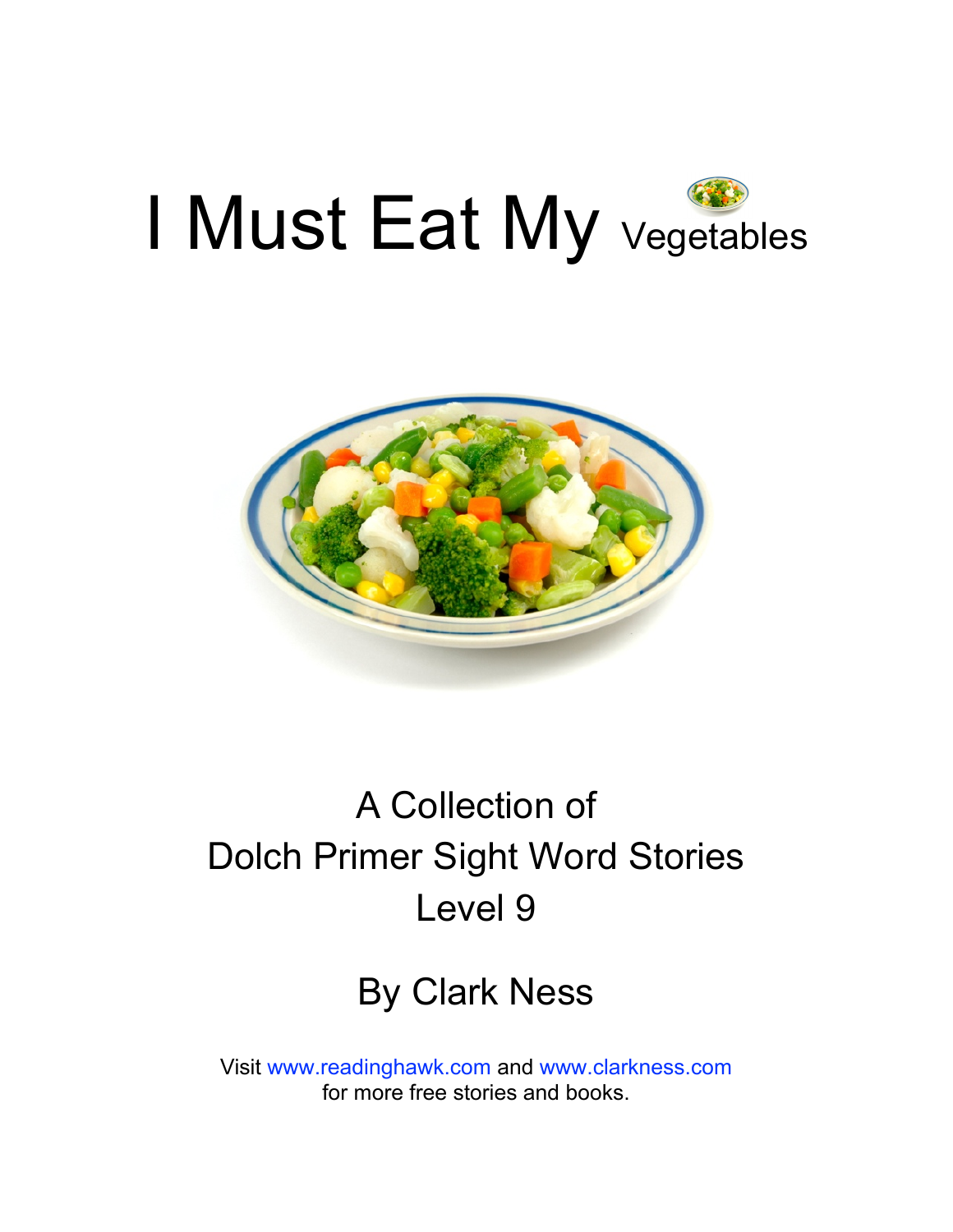# I Must Eat My Vegetables

A Collection of
Dolch Primer Sight Word Stories
Level 9

By Clark Ness

Visit www.readinghawk.com and www.clarkness.com
for more free stories and books.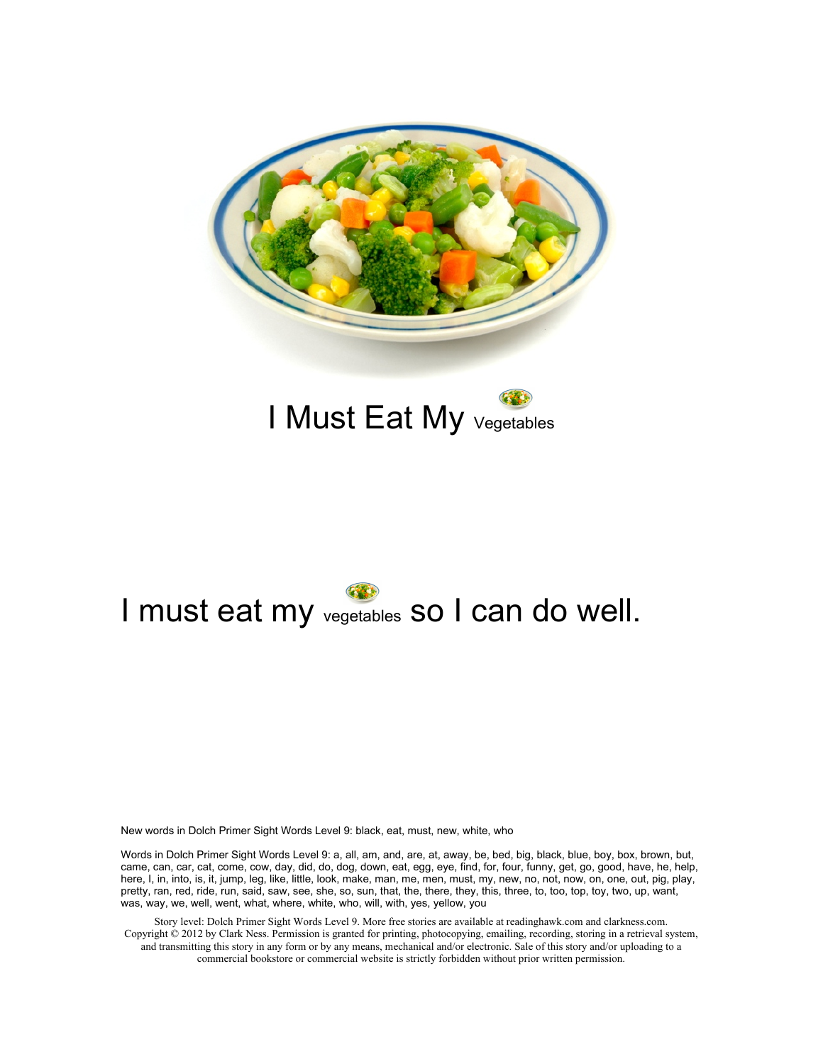# I Must Eat My Vegetables

I must eat my vegetables so I can do well.

New words in Dolch Primer Sight Words Level 9: black, eat, must, new, white, who

Words in Dolch Primer Sight Words Level 9: a, all, am, and, are, at, away, be, bed, big, black, blue, boy, box, brown, but, came, can, car, cat, come, cow, day, did, do, dog, down, eat, egg, eye, find, for, four, funny, get, go, good, have, he, help, here, I, in, into, is, it, jump, leg, like, little, look, make, man, me, men, must, my, new, no, not, now, on, one, out, pig, play, pretty, ran, red, ride, run, said, saw, see, she, so, sun, that, the, there, they, this, three, to, too, top, toy, two, up, want, was, way, we, well, went, what, where, white, who, will, with, yes, yellow, you

Story level: Dolch Primer Sight Words Level 9. More free stories are available at readinghawk.com and clarkness.com. Copyright © 2012 by Clark Ness. Permission is granted for printing, photocopying, emailing, recording, storing in a retrieval system, and transmitting this story in any form or by any means, mechanical and/or electronic. Sale of this story and/or uploading to a commercial bookstore or commercial website is strictly forbidden without prior written permission.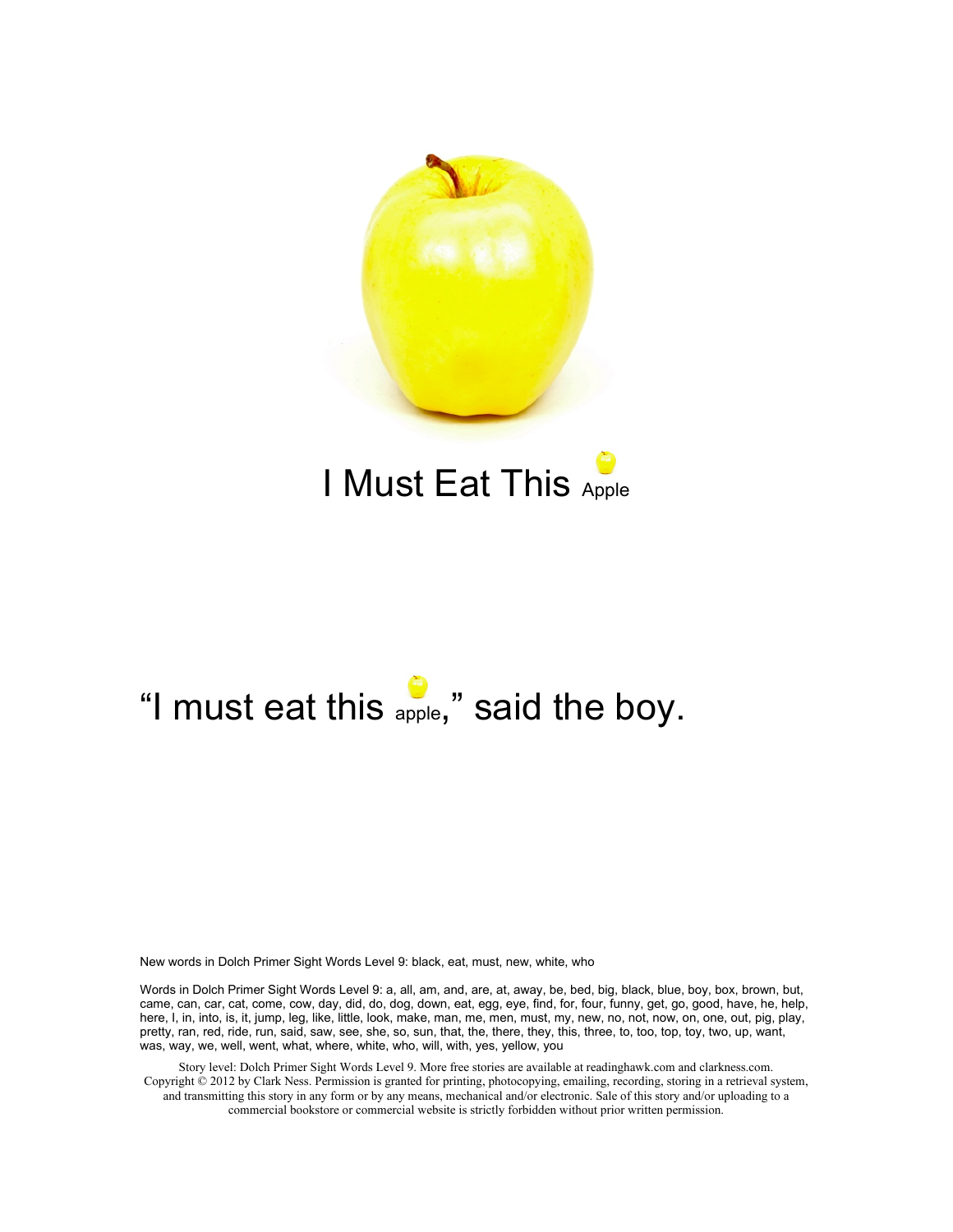# I Must Eat This Apple

"I must eat this apple," said the boy.

New words in Dolch Primer Sight Words Level 9: black, eat, must, new, white, who

Words in Dolch Primer Sight Words Level 9: a, all, am, and, are, at, away, be, bed, big, black, blue, boy, box, brown, but, came, can, car, cat, come, cow, day, did, do, dog, down, eat, egg, eye, find, for, four, funny, get, go, good, have, he, help, here, I, in, into, is, it, jump, leg, like, little, look, make, man, me, men, must, my, new, no, not, now, on, one, out, pig, play, pretty, ran, red, ride, run, said, saw, see, she, so, sun, that, the, there, they, this, three, to, too, top, toy, two, up, want, was, way, we, well, went, what, where, white, who, will, with, yes, yellow, you

Story level: Dolch Primer Sight Words Level 9. More free stories are available at readinghawk.com and clarkness.com. Copyright © 2012 by Clark Ness. Permission is granted for printing, photocopying, emailing, recording, storing in a retrieval system, and transmitting this story in any form or by any means, mechanical and/or electronic. Sale of this story and/or uploading to a commercial bookstore or commercial website is strictly forbidden without prior written permission.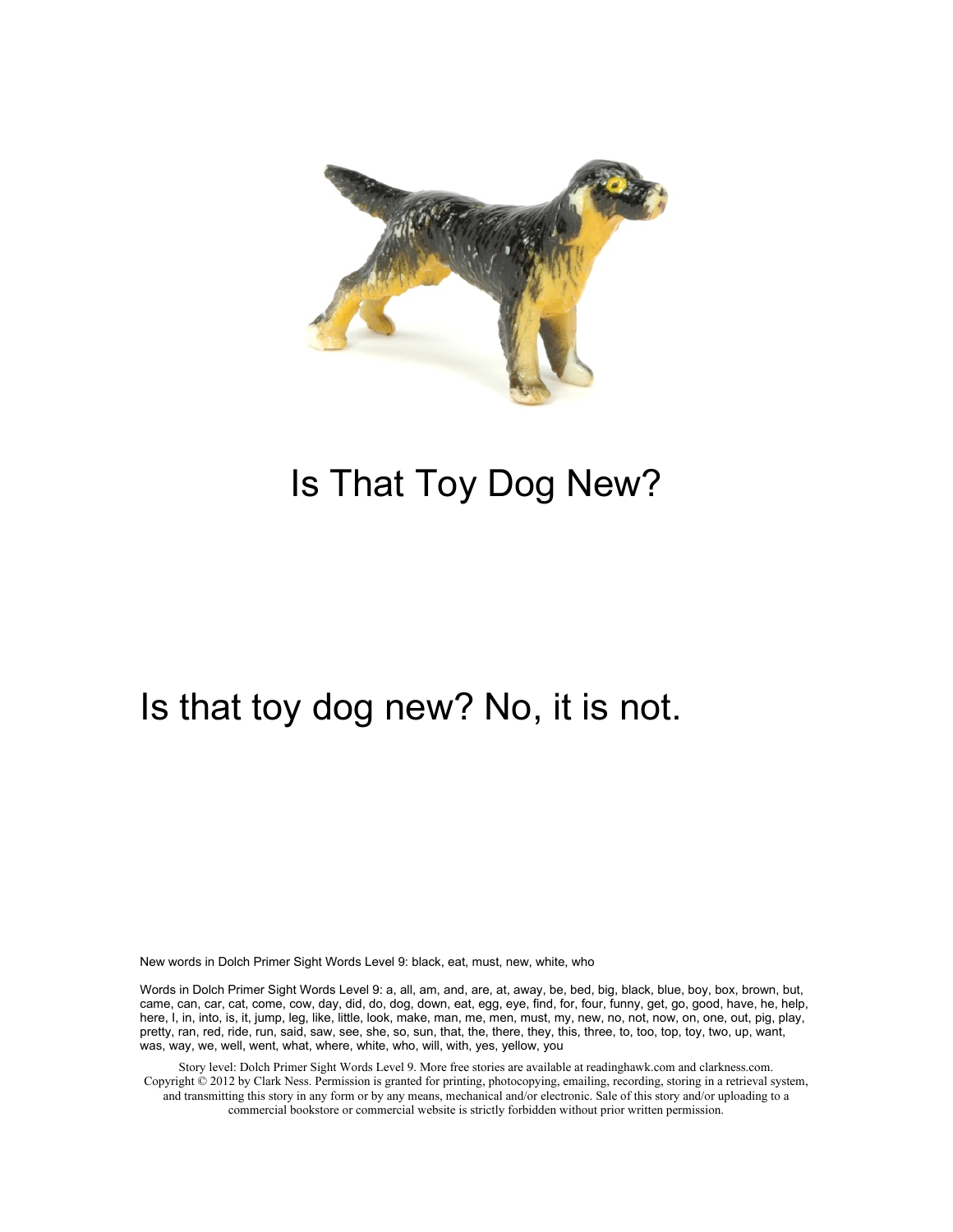# Is That Toy Dog New?

Is that toy dog new? No, it is not.

New words in Dolch Primer Sight Words Level 9: black, eat, must, new, white, who

Words in Dolch Primer Sight Words Level 9: a, all, am, and, are, at, away, be, bed, big, black, blue, boy, box, brown, but, came, can, car, cat, come, cow, day, did, do, dog, down, eat, egg, eye, find, for, four, funny, get, go, good, have, he, help, here, I, in, into, is, it, jump, leg, like, little, look, make, man, me, men, must, my, new, no, not, now, on, one, out, pig, play, pretty, ran, red, ride, run, said, saw, see, she, so, sun, that, the, there, they, this, three, to, too, top, toy, two, up, want, was, way, we, well, went, what, where, white, who, will, with, yes, yellow, you

Story level: Dolch Primer Sight Words Level 9. More free stories are available at readinghawk.com and clarkness.com. Copyright © 2012 by Clark Ness. Permission is granted for printing, photocopying, emailing, recording, storing in a retrieval system, and transmitting this story in any form or by any means, mechanical and/or electronic. Sale of this story and/or uploading to a commercial bookstore or commercial website is strictly forbidden without prior written permission.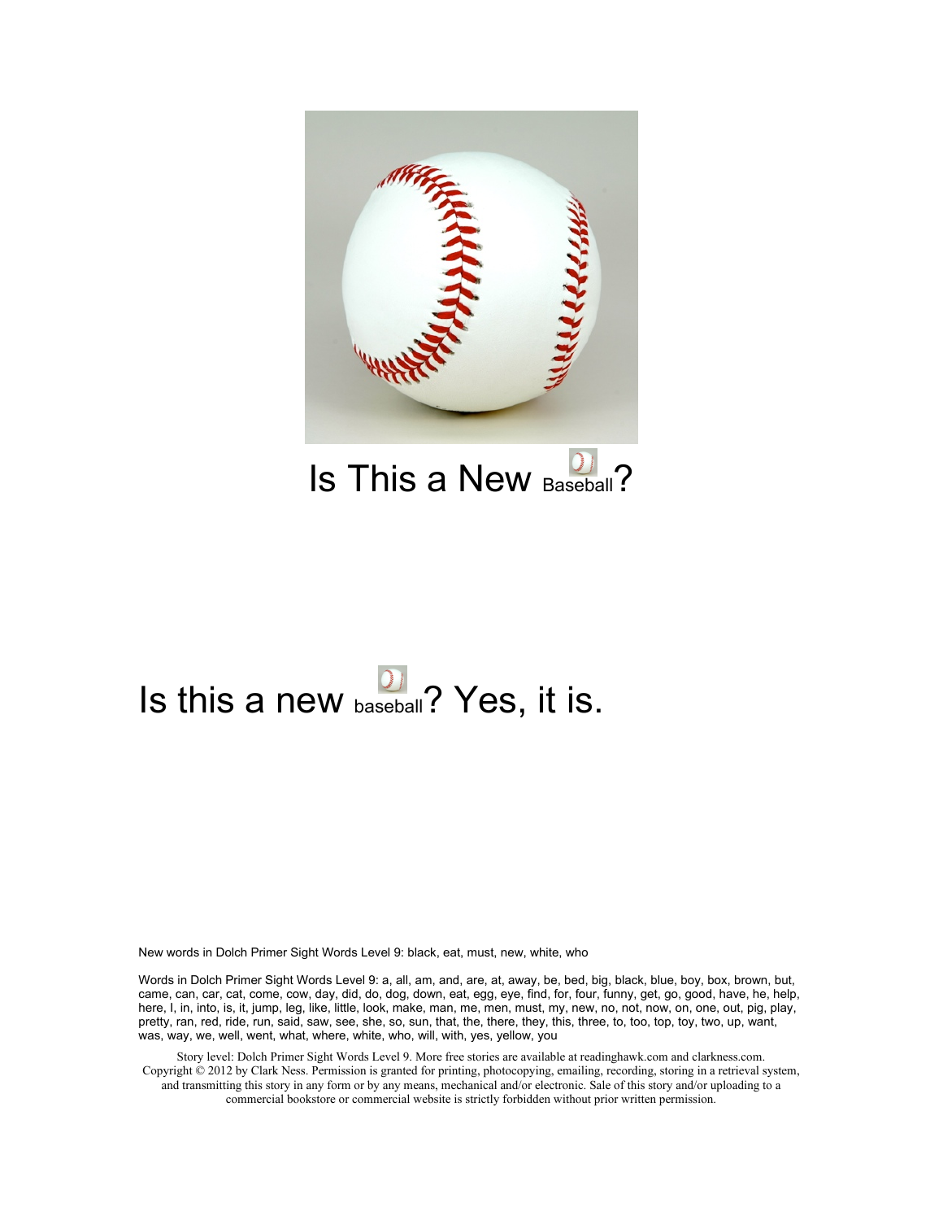# Is This a New Baseball?

Is this a new baseball? Yes, it is.

New words in Dolch Primer Sight Words Level 9: black, eat, must, new, white, who

Words in Dolch Primer Sight Words Level 9: a, all, am, and, are, at, away, be, bed, big, black, blue, boy, box, brown, but, came, can, car, cat, come, cow, day, did, do, dog, down, eat, egg, eye, find, for, four, funny, get, go, good, have, he, help, here, I, in, into, is, it, jump, leg, like, little, look, make, man, me, men, must, my, new, no, not, now, on, one, out, pig, play, pretty, ran, red, ride, run, said, saw, see, she, so, sun, that, the, there, they, this, three, to, too, top, toy, two, up, want, was, way, we, well, went, what, where, white, who, will, with, yes, yellow, you

Story level: Dolch Primer Sight Words Level 9. More free stories are available at readinghawk.com and clarkness.com. Copyright © 2012 by Clark Ness. Permission is granted for printing, photocopying, emailing, recording, storing in a retrieval system, and transmitting this story in any form or by any means, mechanical and/or electronic. Sale of this story and/or uploading to a commercial bookstore or commercial website is strictly forbidden without prior written permission.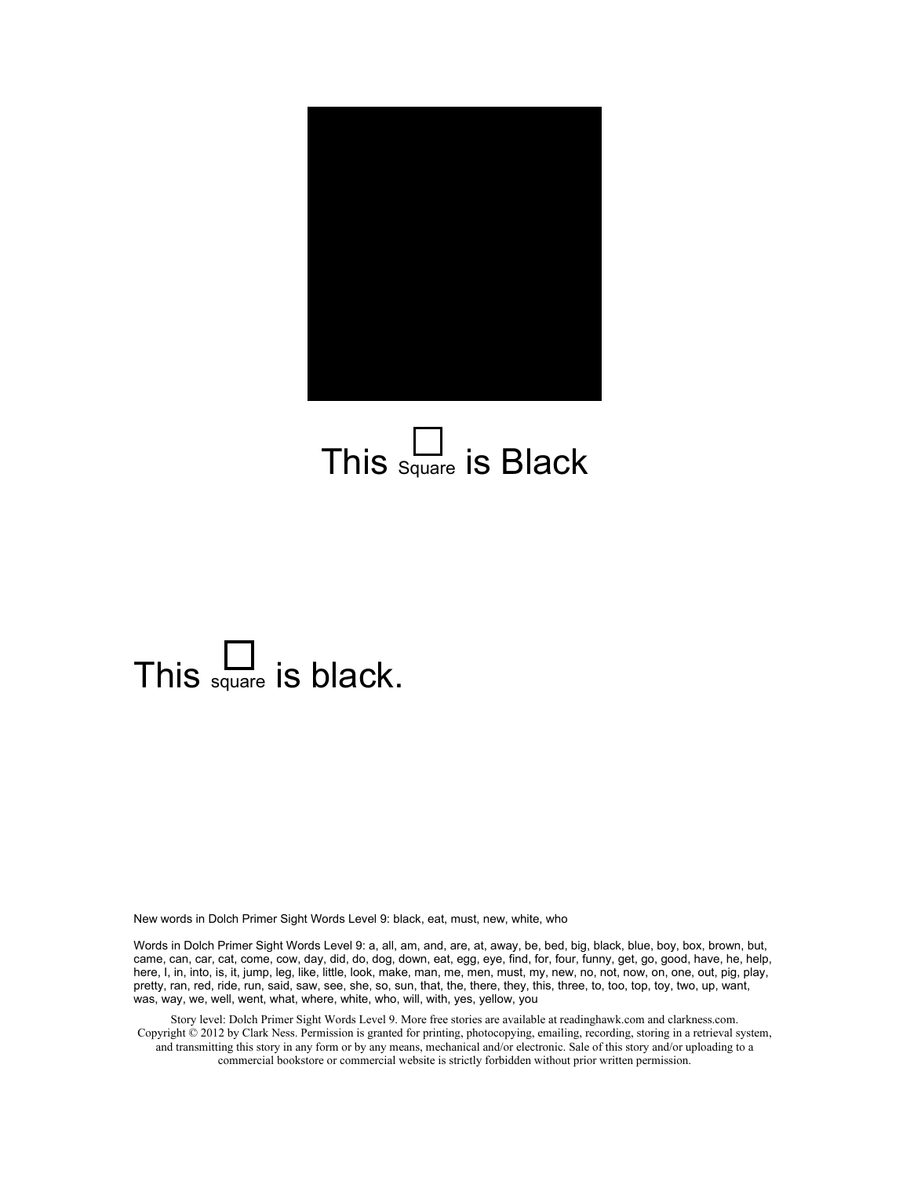This □ Square is Black

This □ square is black.

New words in Dolch Primer Sight Words Level 9: black, eat, must, new, white, who

Words in Dolch Primer Sight Words Level 9: a, all, am, and, are, at, away, be, bed, big, black, blue, boy, box, brown, but, came, can, car, cat, come, cow, day, did, do, dog, down, eat, egg, eye, find, for, four, funny, get, go, good, have, he, help, here, I, in, into, is, it, jump, leg, like, little, look, make, man, me, men, must, my, new, no, not, now, on, one, out, pig, play, pretty, ran, red, ride, run, said, saw, see, she, so, sun, that, the, there, they, this, three, to, too, top, toy, two, up, want, was, way, we, well, went, what, where, white, who, will, with, yes, yellow, you

Story level: Dolch Primer Sight Words Level 9. More free stories are available at readinghawk.com and clarkness.com. Copyright © 2012 by Clark Ness. Permission is granted for printing, photocopying, emailing, recording, storing in a retrieval system, and transmitting this story in any form or by any means, mechanical and/or electronic. Sale of this story and/or uploading to a commercial bookstore or commercial website is strictly forbidden without prior written permission.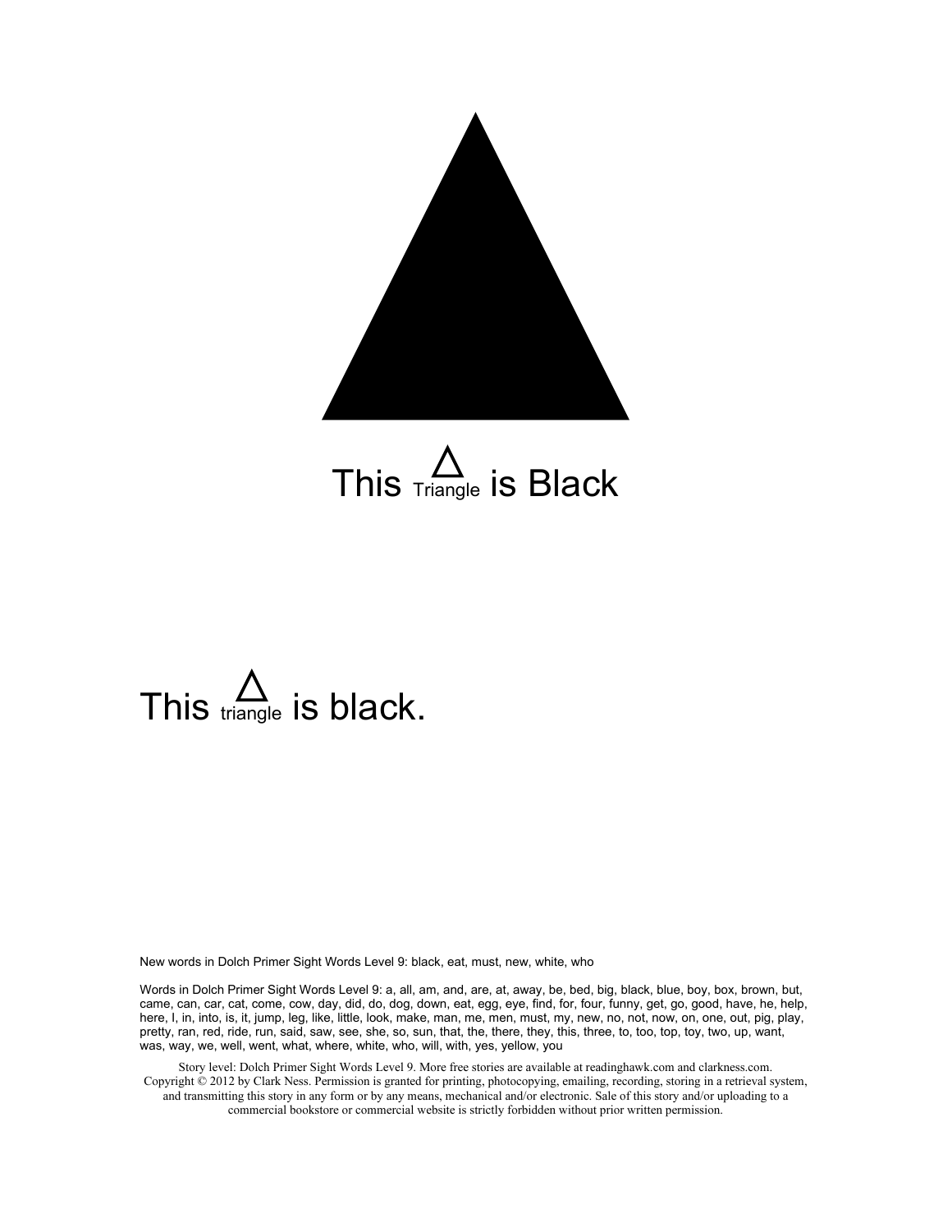This △ Triangle is Black

This △ triangle is black.

New words in Dolch Primer Sight Words Level 9: black, eat, must, new, white, who

Words in Dolch Primer Sight Words Level 9: a, all, am, and, are, at, away, be, bed, big, black, blue, boy, box, brown, but, came, can, car, cat, come, cow, day, did, do, dog, down, eat, egg, eye, find, for, four, funny, get, go, good, have, he, help, here, I, in, into, is, it, jump, leg, like, little, look, make, man, me, men, must, my, new, no, not, now, on, one, out, pig, play, pretty, ran, red, ride, run, said, saw, see, she, so, sun, that, the, there, they, this, three, to, too, top, toy, two, up, want, was, way, we, well, went, what, where, white, who, will, with, yes, yellow, you

Story level: Dolch Primer Sight Words Level 9. More free stories are available at readinghawk.com and clarkness.com. Copyright © 2012 by Clark Ness. Permission is granted for printing, photocopying, emailing, recording, storing in a retrieval system, and transmitting this story in any form or by any means, mechanical and/or electronic. Sale of this story and/or uploading to a commercial bookstore or commercial website is strictly forbidden without prior written permission.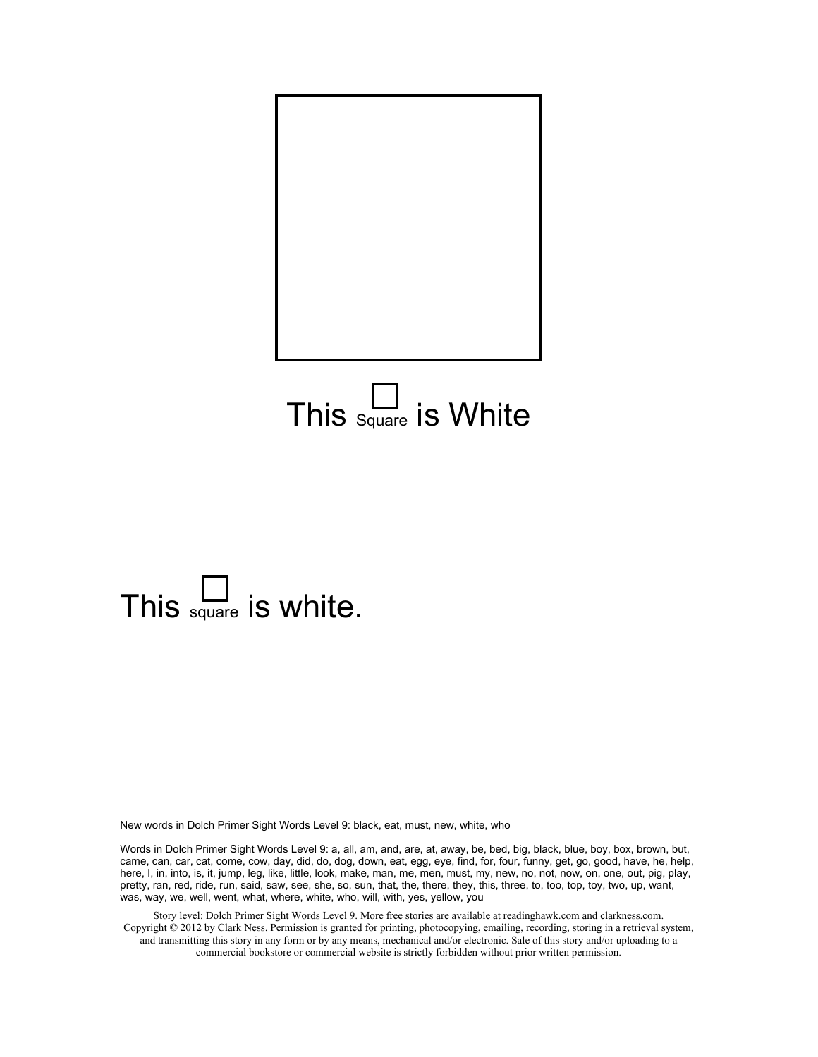This Square is White

This square is white.

New words in Dolch Primer Sight Words Level 9: black, eat, must, new, white, who

Words in Dolch Primer Sight Words Level 9: a, all, am, and, are, at, away, be, bed, big, black, blue, boy, box, brown, but, came, can, car, cat, come, cow, day, did, do, dog, down, eat, egg, eye, find, for, four, funny, get, go, good, have, he, help, here, I, in, into, is, it, jump, leg, like, little, look, make, man, me, men, must, my, new, no, not, now, on, one, out, pig, play, pretty, ran, red, ride, run, said, saw, see, she, so, sun, that, the, there, they, this, three, to, too, top, toy, two, up, want, was, way, we, well, went, what, where, white, who, will, with, yes, yellow, you

Story level: Dolch Primer Sight Words Level 9. More free stories are available at readinghawk.com and clarkness.com. Copyright © 2012 by Clark Ness. Permission is granted for printing, photocopying, emailing, recording, storing in a retrieval system, and transmitting this story in any form or by any means, mechanical and/or electronic. Sale of this story and/or uploading to a commercial bookstore or commercial website is strictly forbidden without prior written permission.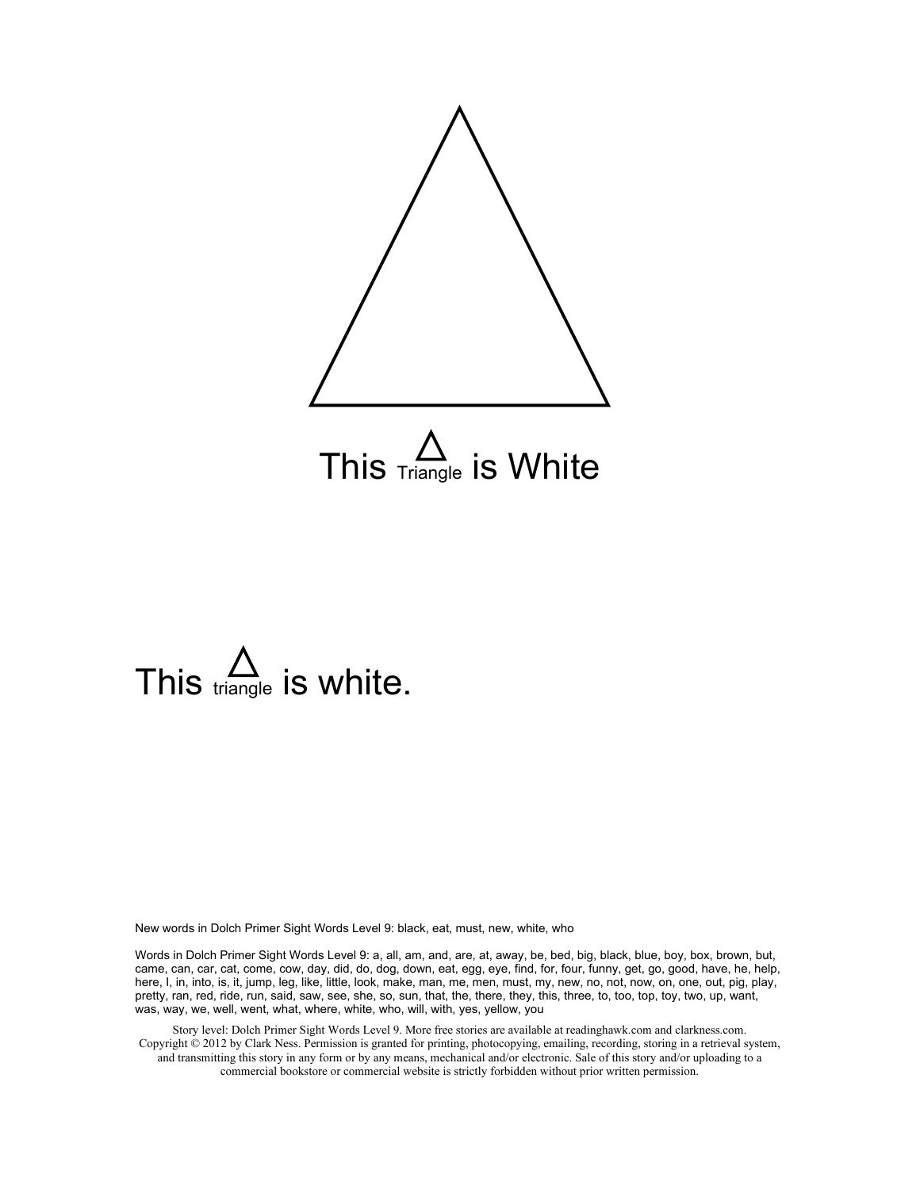This △ Triangle is White

This △ triangle is white.

New words in Dolch Primer Sight Words Level 9: black, eat, must, new, white, who

Words in Dolch Primer Sight Words Level 9: a, all, am, and, are, at, away, be, bed, big, black, blue, boy, box, brown, but, came, can, car, cat, come, cow, day, did, do, dog, down, eat, egg, eye, find, for, four, funny, get, go, good, have, he, help, here, I, in, into, is, it, jump, leg, like, little, look, make, man, me, men, must, my, new, no, not, now, on, one, out, pig, play, pretty, ran, red, ride, run, said, saw, see, she, so, sun, that, the, there, they, this, three, to, too, top, toy, two, up, want, was, way, we, well, went, what, where, white, who, will, with, yes, yellow, you

Story level: Dolch Primer Sight Words Level 9. More free stories are available at readinghawk.com and clarkness.com. Copyright © 2012 by Clark Ness. Permission is granted for printing, photocopying, emailing, recording, storing in a retrieval system, and transmitting this story in any form or by any means, mechanical and/or electronic. Sale of this story and/or uploading to a commercial bookstore or commercial website is strictly forbidden without prior written permission.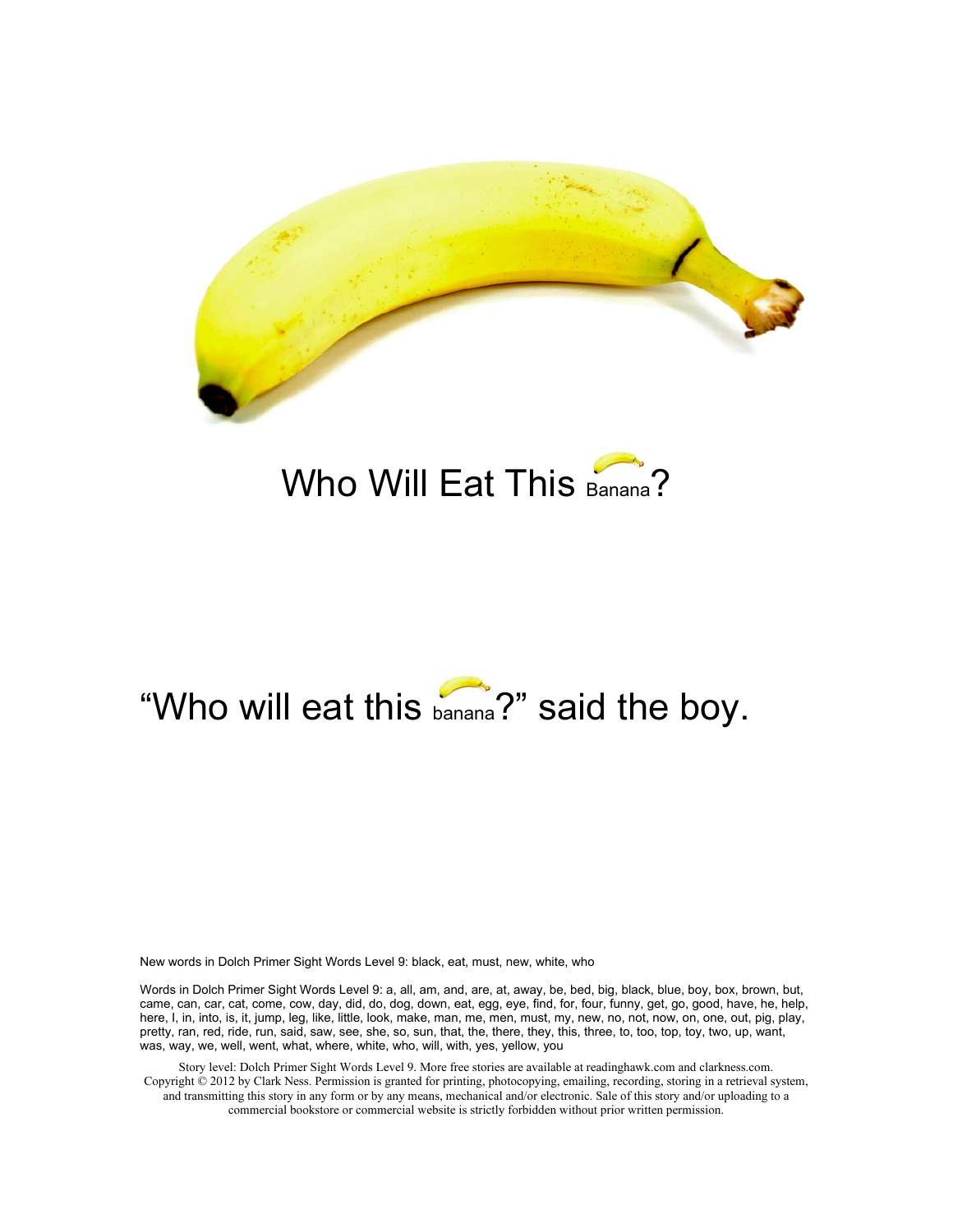# Who Will Eat This Banana?

“Who will eat this banana?” said the boy.

New words in Dolch Primer Sight Words Level 9: black, eat, must, new, white, who

Words in Dolch Primer Sight Words Level 9: a, all, am, and, are, at, away, be, bed, big, black, blue, boy, box, brown, but, came, can, car, cat, come, cow, day, did, do, dog, down, eat, egg, eye, find, for, four, funny, get, go, good, have, he, help, here, I, in, into, is, it, jump, leg, like, little, look, make, man, me, men, must, my, new, no, not, now, on, one, out, pig, play, pretty, ran, red, ride, run, said, saw, see, she, so, sun, that, the, there, they, this, three, to, too, top, toy, two, up, want, was, way, we, well, went, what, where, white, who, will, with, yes, yellow, you

Story level: Dolch Primer Sight Words Level 9. More free stories are available at readinghawk.com and clarkness.com. Copyright © 2012 by Clark Ness. Permission is granted for printing, photocopying, emailing, recording, storing in a retrieval system, and transmitting this story in any form or by any means, mechanical and/or electronic. Sale of this story and/or uploading to a commercial bookstore or commercial website is strictly forbidden without prior written permission.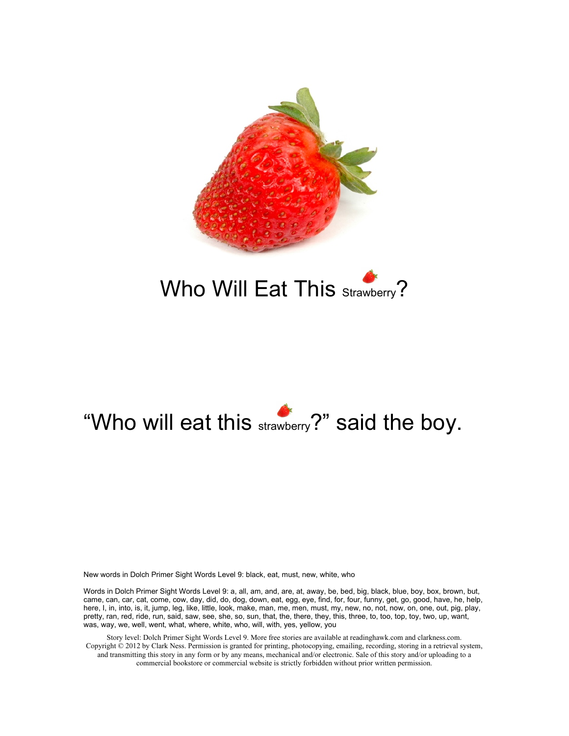# Who Will Eat This Strawberry?

"Who will eat this strawberry?" said the boy.

New words in Dolch Primer Sight Words Level 9: black, eat, must, new, white, who

Words in Dolch Primer Sight Words Level 9: a, all, am, and, are, at, away, be, bed, big, black, blue, boy, box, brown, but, came, can, car, cat, come, cow, day, did, do, dog, down, eat, egg, eye, find, for, four, funny, get, go, good, have, he, help, here, I, in, into, is, it, jump, leg, like, little, look, make, man, me, men, must, my, new, no, not, now, on, one, out, pig, play, pretty, ran, red, ride, run, said, saw, see, she, so, sun, that, the, there, they, this, three, to, too, top, toy, two, up, want, was, way, we, well, went, what, where, white, who, will, with, yes, yellow, you

Story level: Dolch Primer Sight Words Level 9. More free stories are available at readinghawk.com and clarkness.com. Copyright © 2012 by Clark Ness. Permission is granted for printing, photocopying, emailing, recording, storing in a retrieval system, and transmitting this story in any form or by any means, mechanical and/or electronic. Sale of this story and/or uploading to a commercial bookstore or commercial website is strictly forbidden without prior written permission.